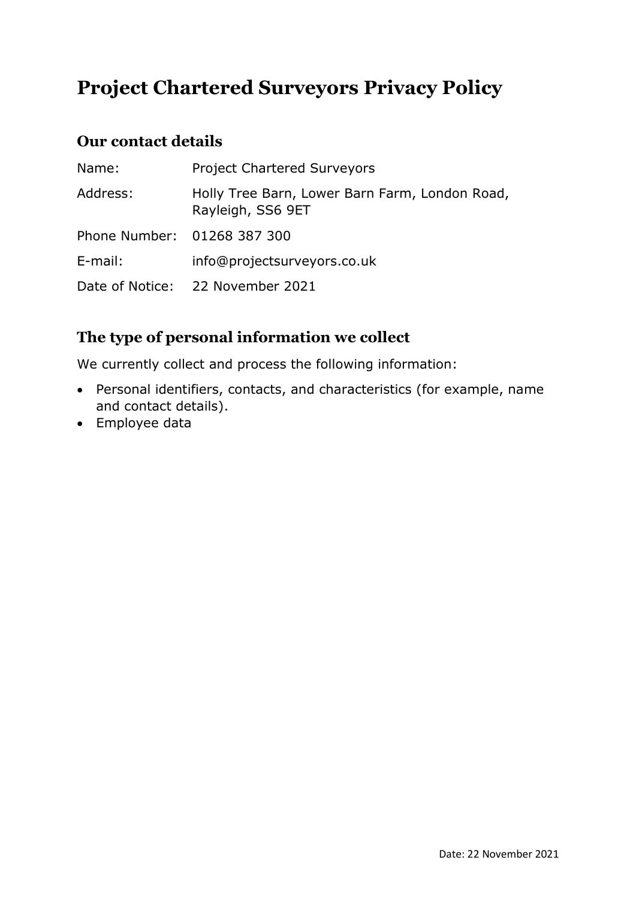# Project Chartered Surveyors Privacy Policy

## Our contact details

| | |
|---|---|
| Name: | Project Chartered Surveyors |
| Address: | Holly Tree Barn, Lower Barn Farm, London Road, Rayleigh, SS6 9ET |
| Phone Number: | 01268 387 300 |
| E-mail: | info@projectsurveyors.co.uk |
| Date of Notice: | 22 November 2021 |

## The type of personal information we collect

We currently collect and process the following information:

- Personal identifiers, contacts, and characteristics (for example, name and contact details).
- Employee data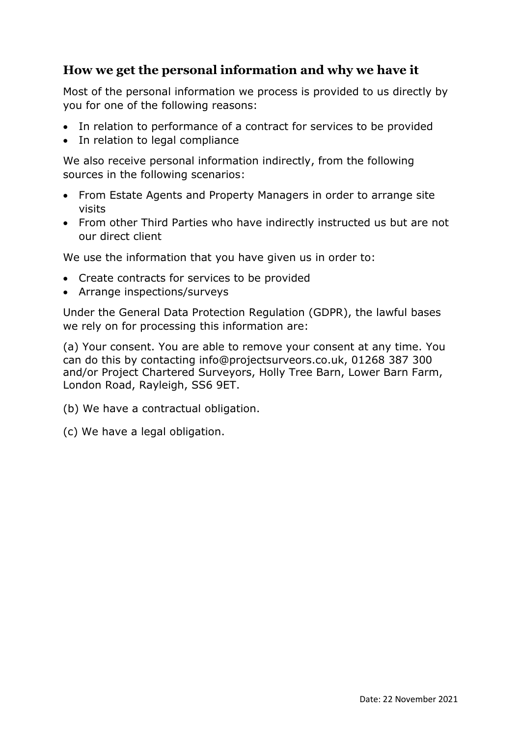## How we get the personal information and why we have it

Most of the personal information we process is provided to us directly by you for one of the following reasons:

- In relation to performance of a contract for services to be provided
- In relation to legal compliance

We also receive personal information indirectly, from the following sources in the following scenarios:

- From Estate Agents and Property Managers in order to arrange site visits
- From other Third Parties who have indirectly instructed us but are not our direct client

We use the information that you have given us in order to:

- Create contracts for services to be provided
- Arrange inspections/surveys

Under the General Data Protection Regulation (GDPR), the lawful bases we rely on for processing this information are:

(a) Your consent. You are able to remove your consent at any time. You can do this by contacting info@projectsurveors.co.uk, 01268 387 300 and/or Project Chartered Surveyors, Holly Tree Barn, Lower Barn Farm, London Road, Rayleigh, SS6 9ET.

(b) We have a contractual obligation.

(c) We have a legal obligation.

Date: 22 November 2021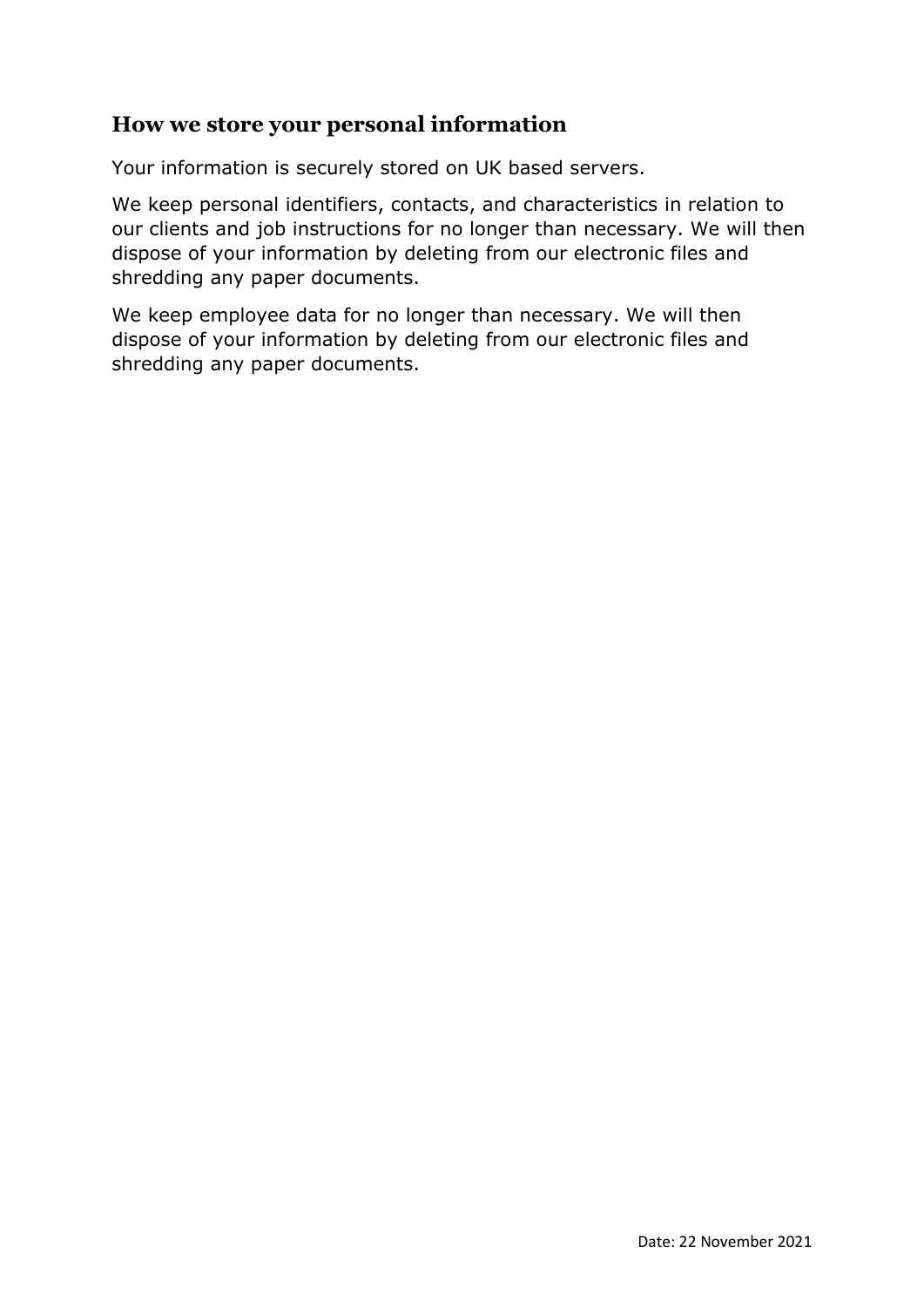## How we store your personal information

Your information is securely stored on UK based servers.

We keep personal identifiers, contacts, and characteristics in relation to our clients and job instructions for no longer than necessary. We will then dispose of your information by deleting from our electronic files and shredding any paper documents.

We keep employee data for no longer than necessary. We will then dispose of your information by deleting from our electronic files and shredding any paper documents.

Date: 22 November 2021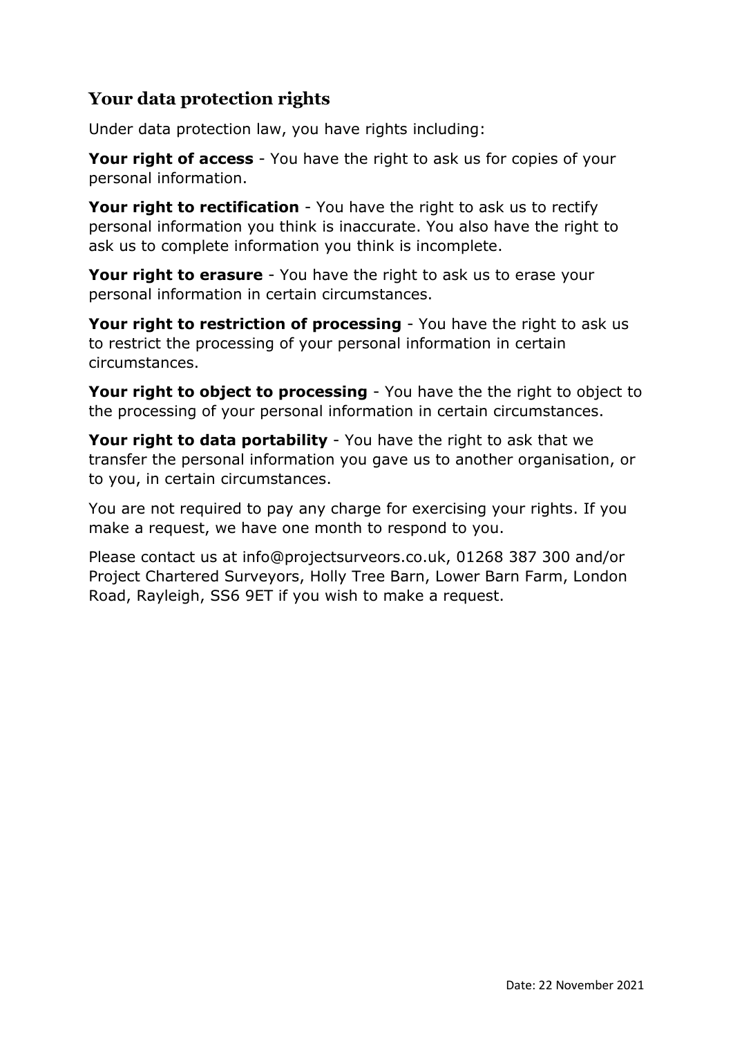## Your data protection rights

Under data protection law, you have rights including:

**Your right of access** - You have the right to ask us for copies of your personal information.

**Your right to rectification** - You have the right to ask us to rectify personal information you think is inaccurate. You also have the right to ask us to complete information you think is incomplete.

**Your right to erasure** - You have the right to ask us to erase your personal information in certain circumstances.

**Your right to restriction of processing** - You have the right to ask us to restrict the processing of your personal information in certain circumstances.

**Your right to object to processing** - You have the the right to object to the processing of your personal information in certain circumstances.

**Your right to data portability** - You have the right to ask that we transfer the personal information you gave us to another organisation, or to you, in certain circumstances.

You are not required to pay any charge for exercising your rights. If you make a request, we have one month to respond to you.

Please contact us at info@projectsurveors.co.uk, 01268 387 300 and/or Project Chartered Surveyors, Holly Tree Barn, Lower Barn Farm, London Road, Rayleigh, SS6 9ET if you wish to make a request.

Date: 22 November 2021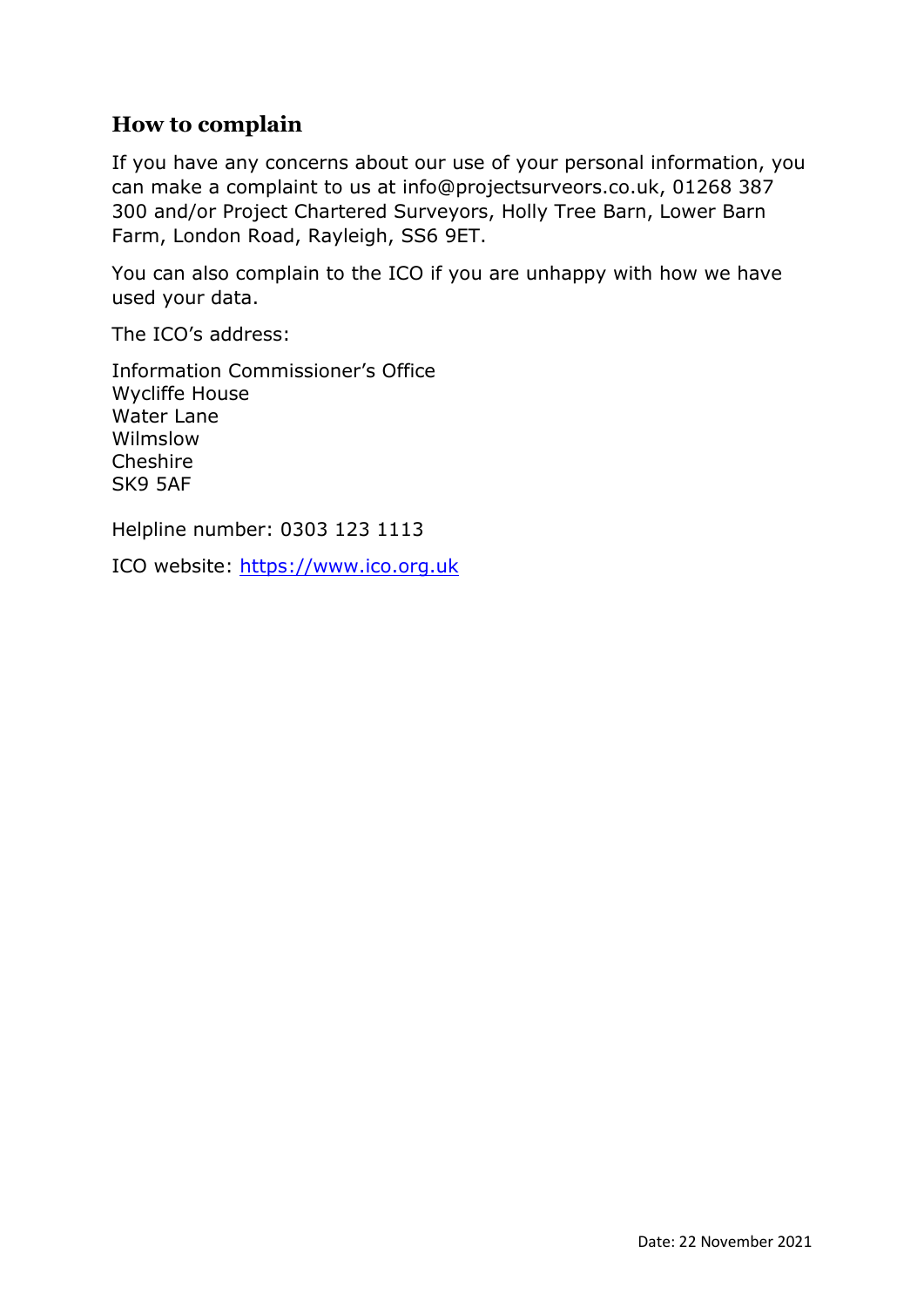## How to complain

If you have any concerns about our use of your personal information, you can make a complaint to us at info@projectsurveors.co.uk, 01268 387 300 and/or Project Chartered Surveyors, Holly Tree Barn, Lower Barn Farm, London Road, Rayleigh, SS6 9ET.

You can also complain to the ICO if you are unhappy with how we have used your data.

The ICO's address:

Information Commissioner's Office
Wycliffe House
Water Lane
Wilmslow
Cheshire
SK9 5AF

Helpline number: 0303 123 1113

ICO website: https://www.ico.org.uk

Date: 22 November 2021